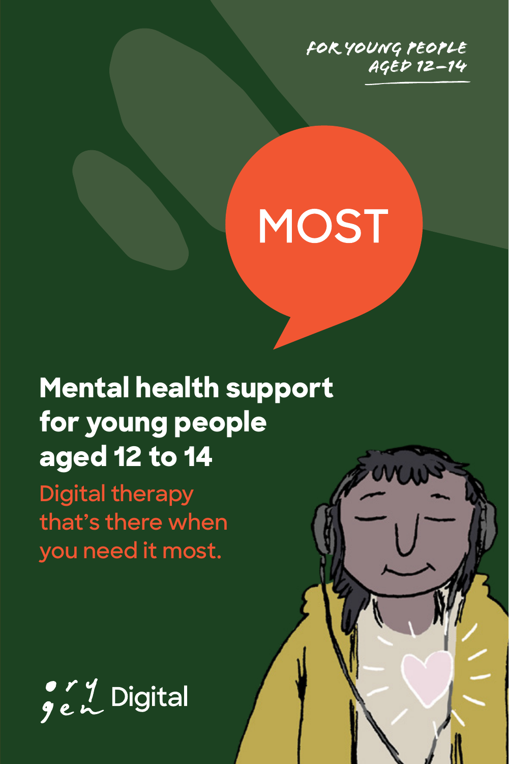FOR YOUNG PEOPLE AGED 12–14

# MOST

## Mental health support for young people aged 12 to 14

Digital therapy that's there when you need it most.

orygen Digital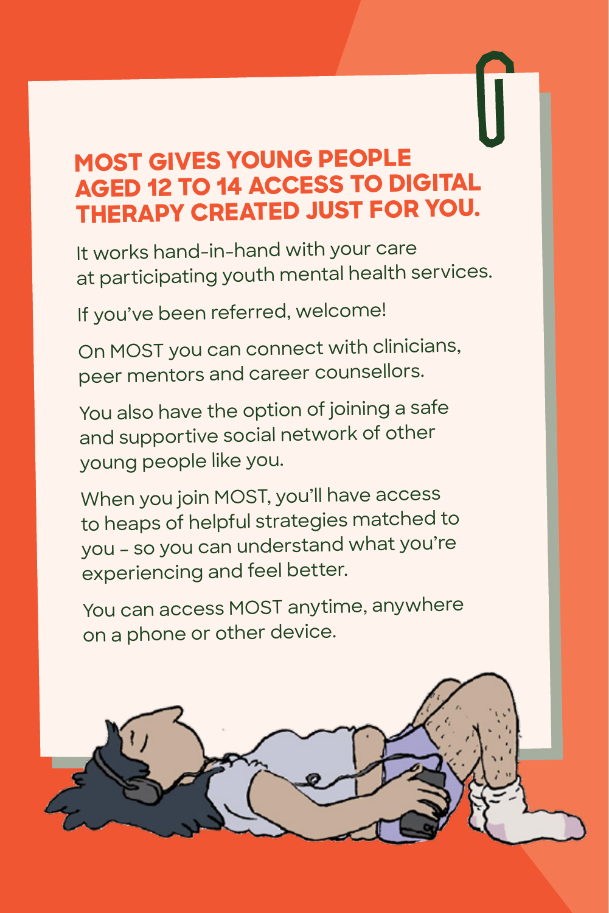## MOST GIVES YOUNG PEOPLE AGED 12 TO 14 ACCESS TO DIGITAL THERAPY CREATED JUST FOR YOU.

It works hand-in-hand with your care at participating youth mental health services.

If you've been referred, welcome!

On MOST you can connect with clinicians, peer mentors and career counsellors.

You also have the option of joining a safe and supportive social network of other young people like you.

When you join MOST, you'll have access to heaps of helpful strategies matched to you - so you can understand what you're experiencing and feel better.

You can access MOST anytime, anywhere on a phone or other device.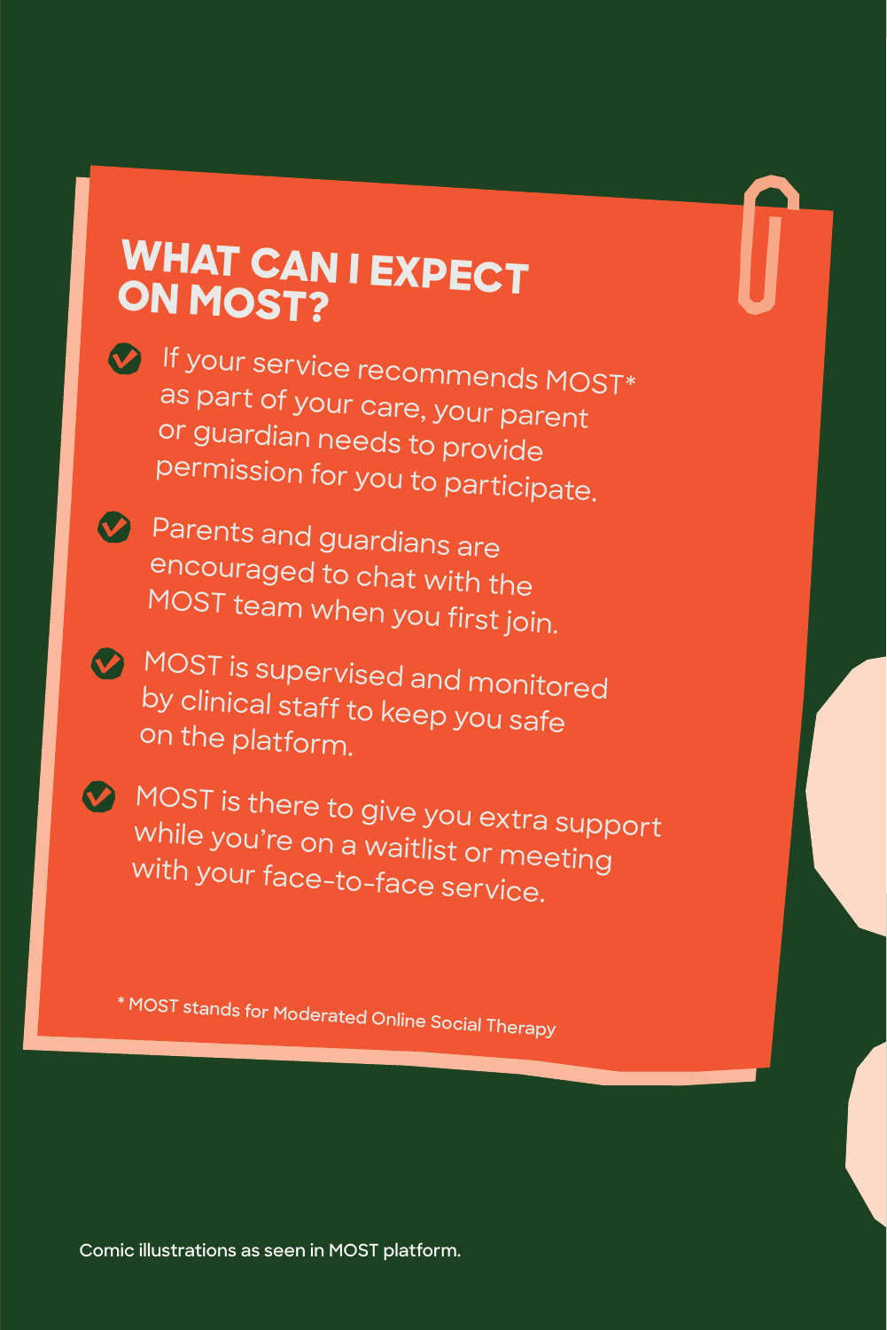# WHAT CAN I EXPECT ON MOST?

- If your service recommends MOST* as part of your care, your parent or guardian needs to provide permission for you to participate.
- Parents and guardians are encouraged to chat with the MOST team when you first join.
- MOST is supervised and monitored by clinical staff to keep you safe on the platform.
- MOST is there to give you extra support while you're on a waitlist or meeting with your face-to-face service.

* MOST stands for Moderated Online Social Therapy

Comic illustrations as seen in MOST platform.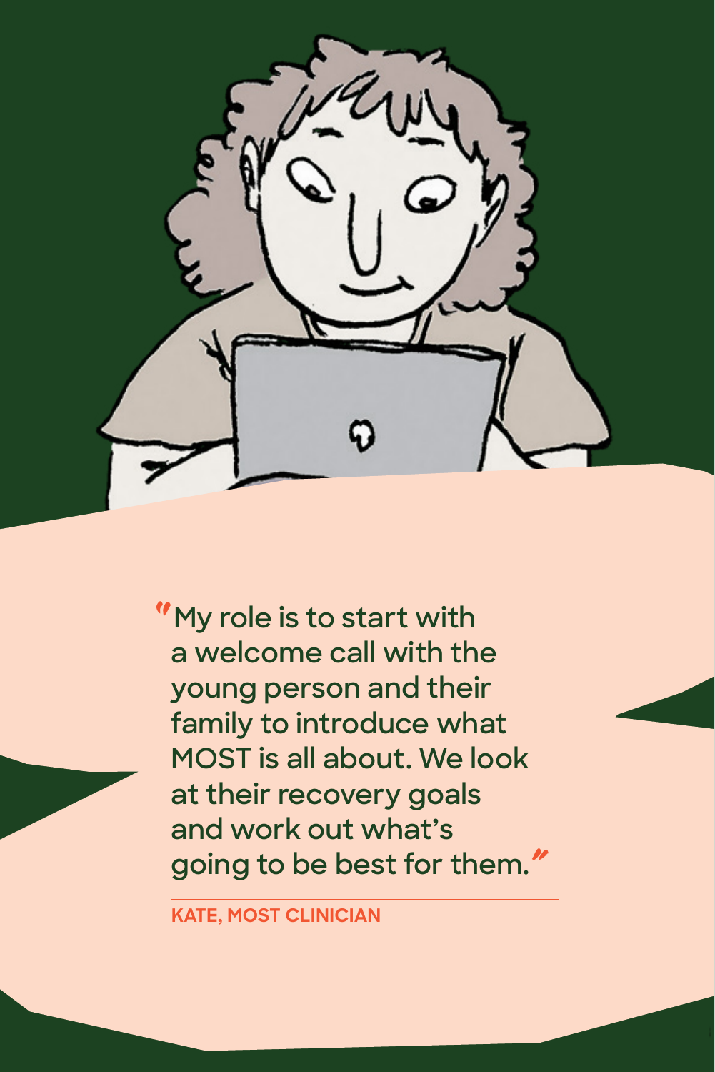> "My role is to start with a welcome call with the young person and their family to introduce what MOST is all about. We look at their recovery goals and work out what's going to be best for them."

**KATE, MOST CLINICIAN**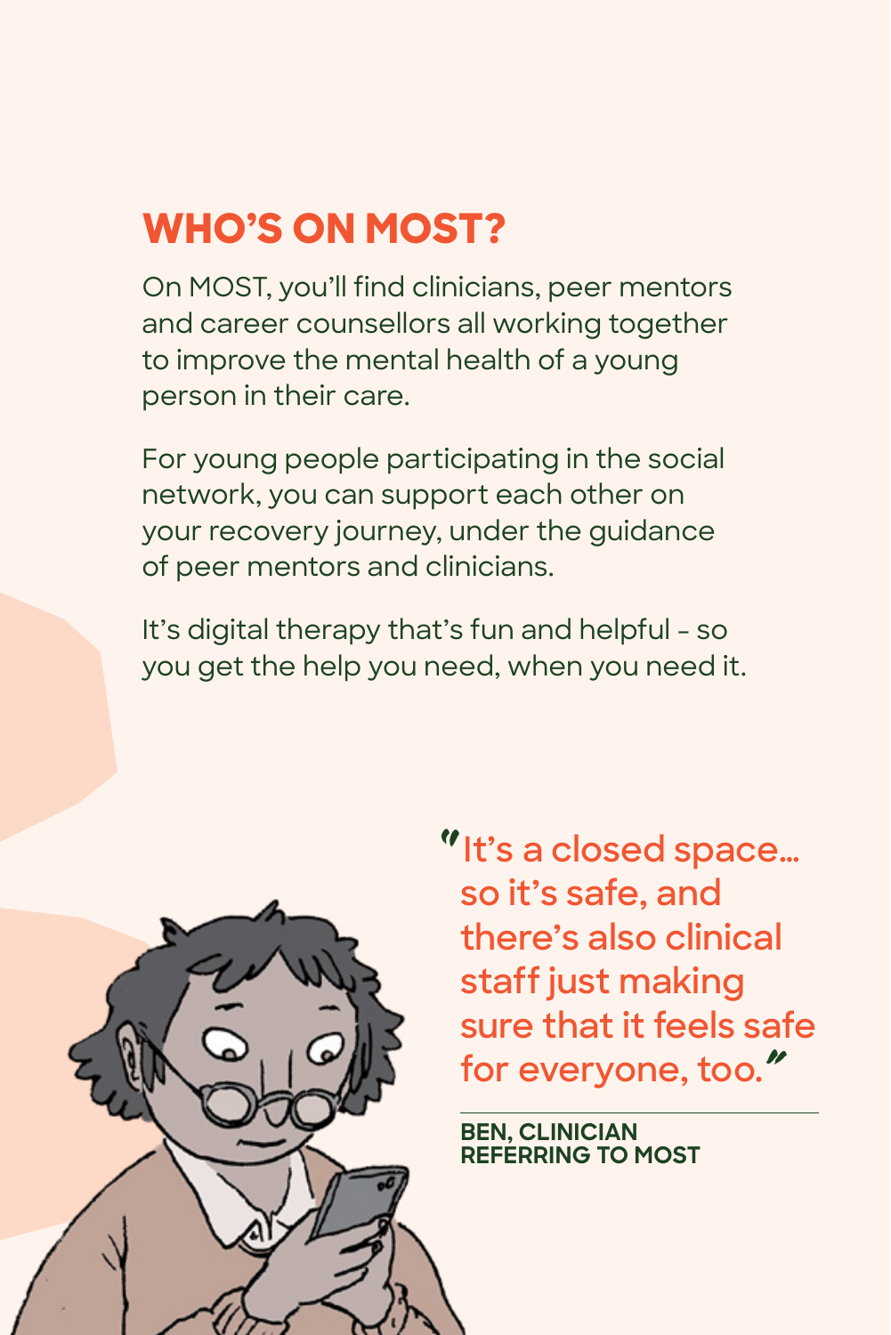## WHO'S ON MOST?

On MOST, you'll find clinicians, peer mentors and career counsellors all working together to improve the mental health of a young person in their care.

For young people participating in the social network, you can support each other on your recovery journey, under the guidance of peer mentors and clinicians.

It's digital therapy that's fun and helpful - so you get the help you need, when you need it.

> "It's a closed space… so it's safe, and there's also clinical staff just making sure that it feels safe for everyone, too."
>
> **BEN, CLINICIAN REFERRING TO MOST**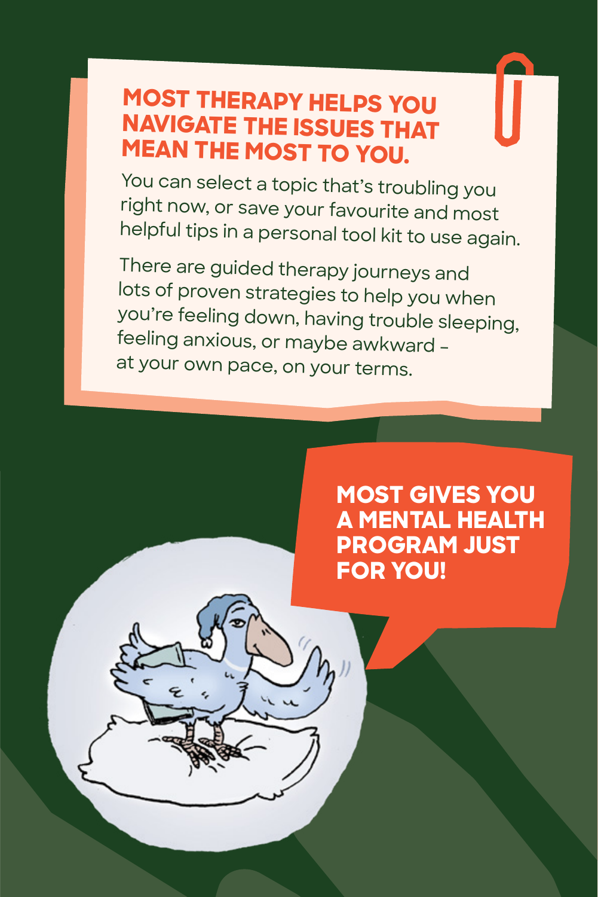## MOST THERAPY HELPS YOU NAVIGATE THE ISSUES THAT MEAN THE MOST TO YOU.

You can select a topic that's troubling you right now, or save your favourite and most helpful tips in a personal tool kit to use again.

There are guided therapy journeys and lots of proven strategies to help you when you're feeling down, having trouble sleeping, feeling anxious, or maybe awkward – at your own pace, on your terms.

**MOST GIVES YOU A MENTAL HEALTH PROGRAM JUST FOR YOU!**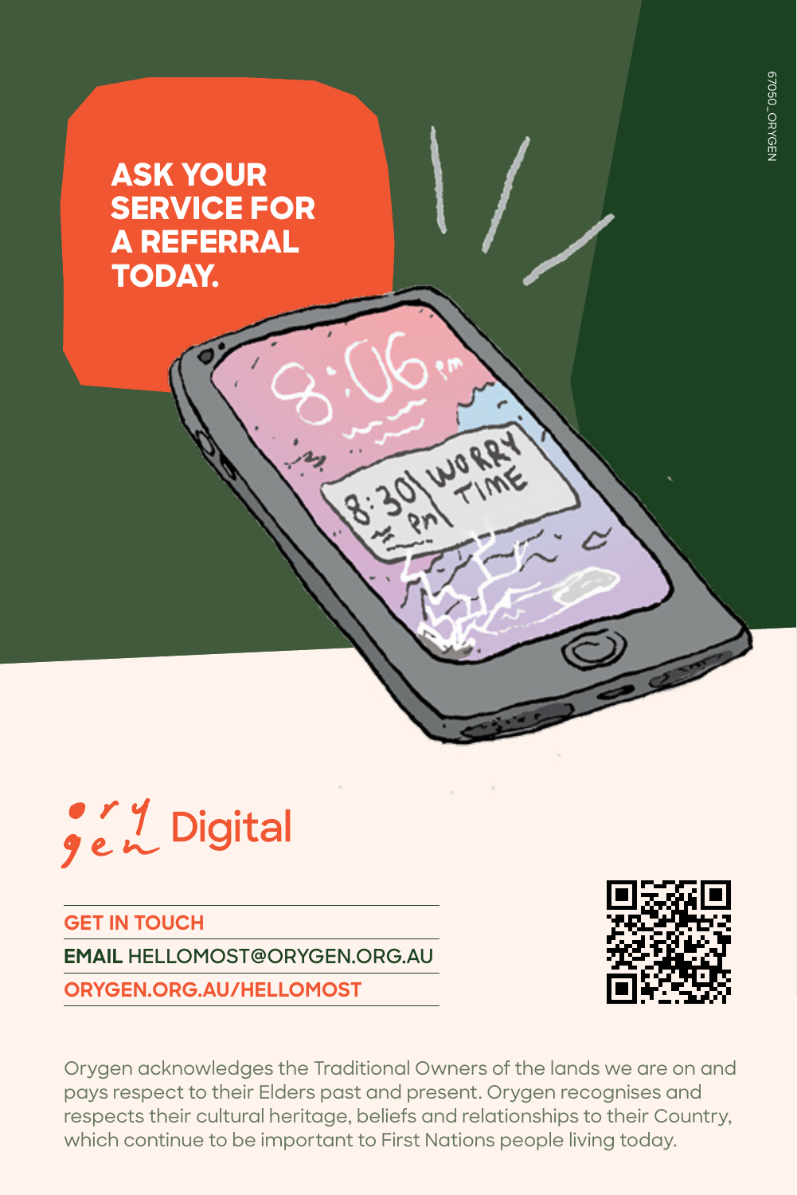## ASK YOUR SERVICE FOR A REFERRAL TODAY.

orygen Digital

**GET IN TOUCH**

**EMAIL** HELLOMOST@ORYGEN.ORG.AU

**ORYGEN.ORG.AU/HELLOMOST**

Orygen acknowledges the Traditional Owners of the lands we are on and pays respect to their Elders past and present. Orygen recognises and respects their cultural heritage, beliefs and relationships to their Country, which continue to be important to First Nations people living today.